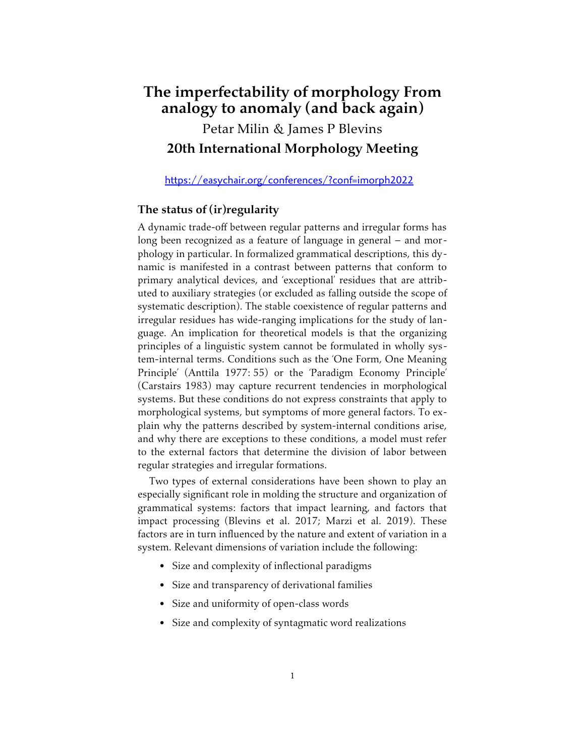# The imperfectability of morphology From analogy to anomaly (and back again)

Petar Milin & James P Blevins

**20th International Morphology Meeting**

https://easychair.org/conferences/?conf=imorph2022

## The status of (ir)regularity

A dynamic trade-off between regular patterns and irregular forms has long been recognized as a feature of language in general – and morphology in particular. In formalized grammatical descriptions, this dynamic is manifested in a contrast between patterns that conform to primary analytical devices, and 'exceptional' residues that are attributed to auxiliary strategies (or excluded as falling outside the scope of systematic description). The stable coexistence of regular patterns and irregular residues has wide-ranging implications for the study of language. An implication for theoretical models is that the organizing principles of a linguistic system cannot be formulated in wholly system-internal terms. Conditions such as the 'One Form, One Meaning Principle' (Anttila 1977: 55) or the 'Paradigm Economy Principle' (Carstairs 1983) may capture recurrent tendencies in morphological systems. But these conditions do not express constraints that apply to morphological systems, but symptoms of more general factors. To explain why the patterns described by system-internal conditions arise, and why there are exceptions to these conditions, a model must refer to the external factors that determine the division of labor between regular strategies and irregular formations.

Two types of external considerations have been shown to play an especially significant role in molding the structure and organization of grammatical systems: factors that impact learning, and factors that impact processing (Blevins et al. 2017; Marzi et al. 2019). These factors are in turn influenced by the nature and extent of variation in a system. Relevant dimensions of variation include the following:

- Size and complexity of inflectional paradigms
- Size and transparency of derivational families
- Size and uniformity of open-class words
- Size and complexity of syntagmatic word realizations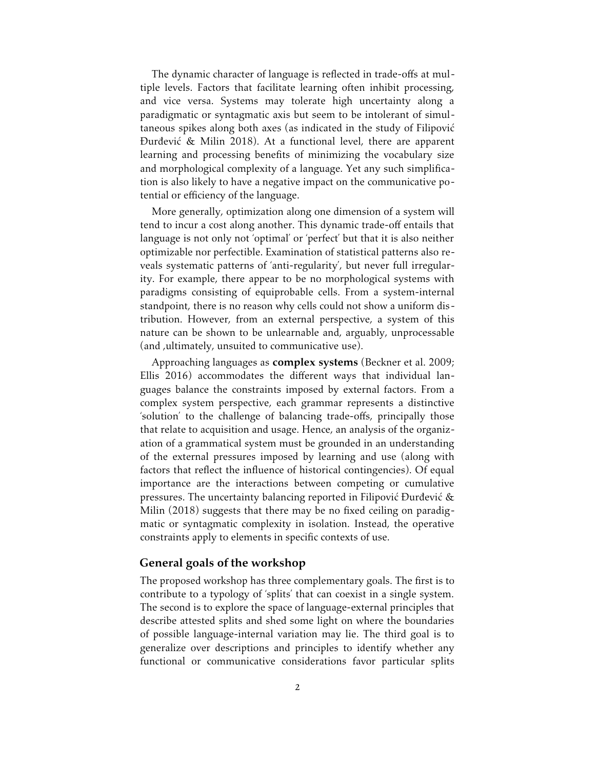The dynamic character of language is reflected in trade-offs at multiple levels. Factors that facilitate learning often inhibit processing, and vice versa. Systems may tolerate high uncertainty along a paradigmatic or syntagmatic axis but seem to be intolerant of simultaneous spikes along both axes (as indicated in the study of Filipović Đurđević & Milin 2018). At a functional level, there are apparent learning and processing benefits of minimizing the vocabulary size and morphological complexity of a language. Yet any such simplification is also likely to have a negative impact on the communicative potential or efficiency of the language.

More generally, optimization along one dimension of a system will tend to incur a cost along another. This dynamic trade-off entails that language is not only not 'optimal' or 'perfect' but that it is also neither optimizable nor perfectible. Examination of statistical patterns also reveals systematic patterns of 'anti-regularity', but never full irregularity. For example, there appear to be no morphological systems with paradigms consisting of equiprobable cells. From a system-internal standpoint, there is no reason why cells could not show a uniform distribution. However, from an external perspective, a system of this nature can be shown to be unlearnable and, arguably, unprocessable (and ,ultimately, unsuited to communicative use).

Approaching languages as **complex systems** (Beckner et al. 2009; Ellis 2016) accommodates the different ways that individual languages balance the constraints imposed by external factors. From a complex system perspective, each grammar represents a distinctive 'solution' to the challenge of balancing trade-offs, principally those that relate to acquisition and usage. Hence, an analysis of the organization of a grammatical system must be grounded in an understanding of the external pressures imposed by learning and use (along with factors that reflect the influence of historical contingencies). Of equal importance are the interactions between competing or cumulative pressures. The uncertainty balancing reported in Filipović Đurđević & Milin (2018) suggests that there may be no fixed ceiling on paradigmatic or syntagmatic complexity in isolation. Instead, the operative constraints apply to elements in specific contexts of use.

## General goals of the workshop

The proposed workshop has three complementary goals. The first is to contribute to a typology of 'splits' that can coexist in a single system. The second is to explore the space of language-external principles that describe attested splits and shed some light on where the boundaries of possible language-internal variation may lie. The third goal is to generalize over descriptions and principles to identify whether any functional or communicative considerations favor particular splits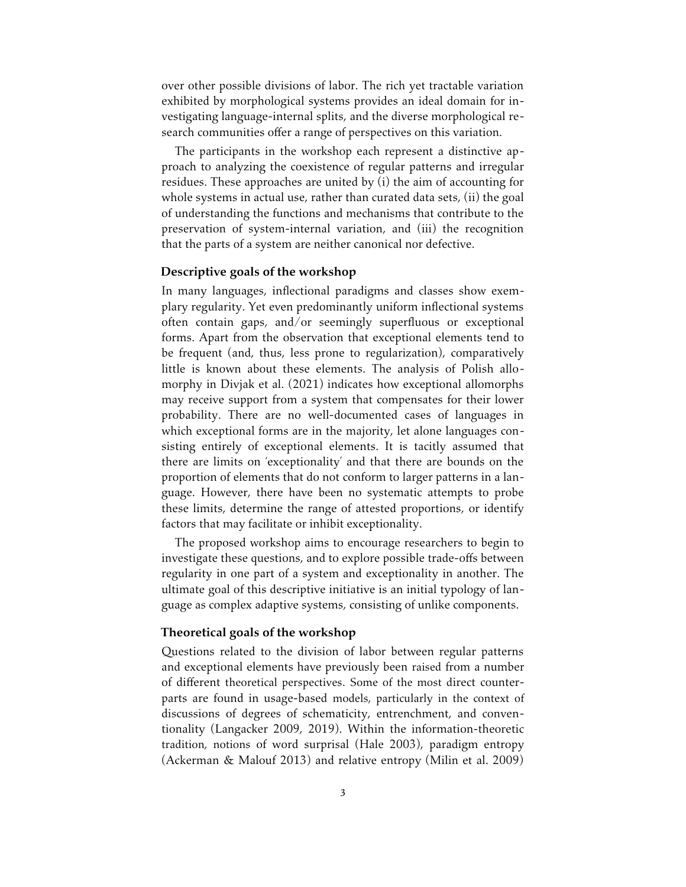over other possible divisions of labor. The rich yet tractable variation exhibited by morphological systems provides an ideal domain for investigating language-internal splits, and the diverse morphological research communities offer a range of perspectives on this variation.

The participants in the workshop each represent a distinctive approach to analyzing the coexistence of regular patterns and irregular residues. These approaches are united by (i) the aim of accounting for whole systems in actual use, rather than curated data sets, (ii) the goal of understanding the functions and mechanisms that contribute to the preservation of system-internal variation, and (iii) the recognition that the parts of a system are neither canonical nor defective.

## Descriptive goals of the workshop

In many languages, inflectional paradigms and classes show exemplary regularity. Yet even predominantly uniform inflectional systems often contain gaps, and/or seemingly superfluous or exceptional forms. Apart from the observation that exceptional elements tend to be frequent (and, thus, less prone to regularization), comparatively little is known about these elements. The analysis of Polish allomorphy in Divjak et al. (2021) indicates how exceptional allomorphs may receive support from a system that compensates for their lower probability. There are no well-documented cases of languages in which exceptional forms are in the majority, let alone languages consisting entirely of exceptional elements. It is tacitly assumed that there are limits on 'exceptionality' and that there are bounds on the proportion of elements that do not conform to larger patterns in a language. However, there have been no systematic attempts to probe these limits, determine the range of attested proportions, or identify factors that may facilitate or inhibit exceptionality.

The proposed workshop aims to encourage researchers to begin to investigate these questions, and to explore possible trade-offs between regularity in one part of a system and exceptionality in another. The ultimate goal of this descriptive initiative is an initial typology of language as complex adaptive systems, consisting of unlike components.

## Theoretical goals of the workshop

Questions related to the division of labor between regular patterns and exceptional elements have previously been raised from a number of different theoretical perspectives. Some of the most direct counterparts are found in usage-based models, particularly in the context of discussions of degrees of schematicity, entrenchment, and conventionality (Langacker 2009, 2019). Within the information-theoretic tradition, notions of word surprisal (Hale 2003), paradigm entropy (Ackerman & Malouf 2013) and relative entropy (Milin et al. 2009)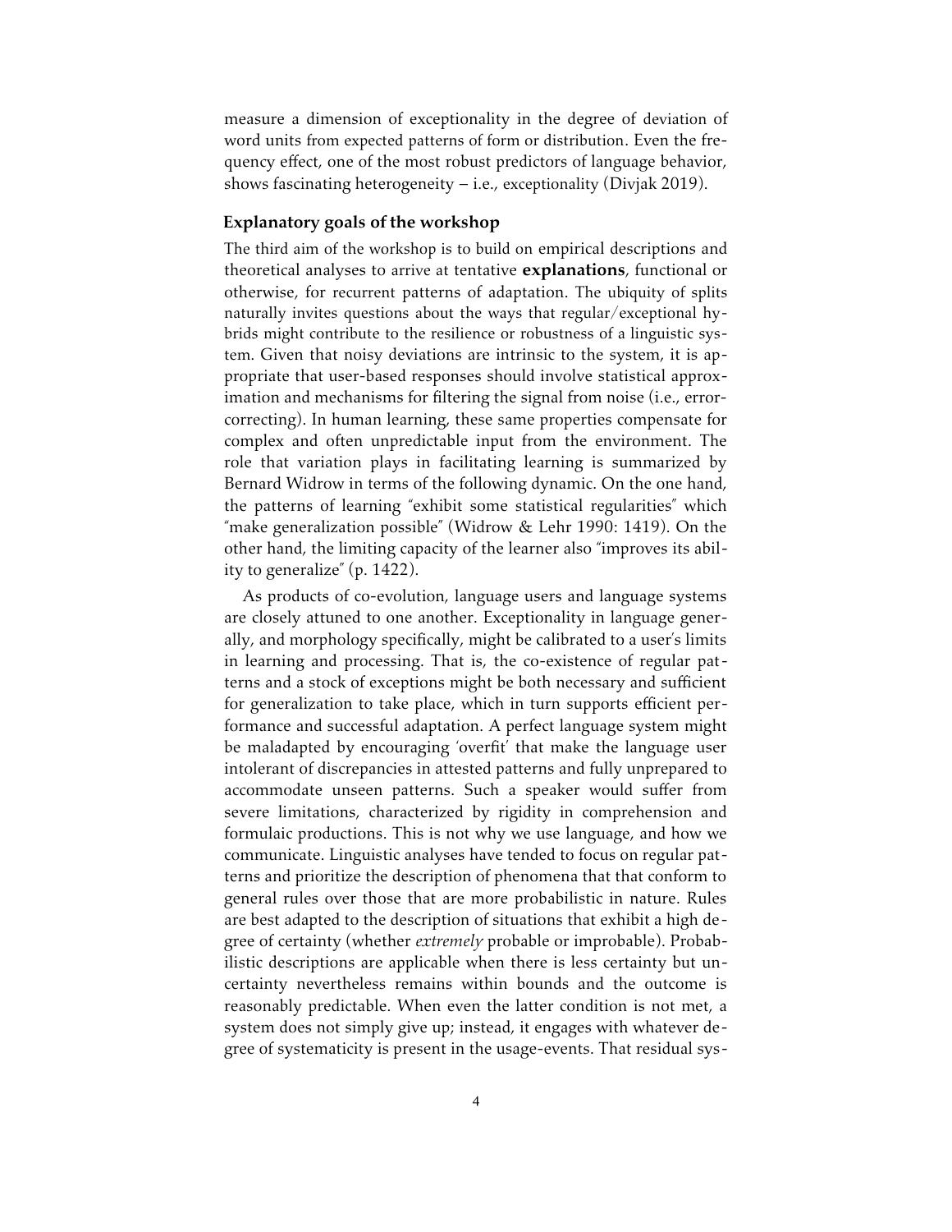measure a dimension of exceptionality in the degree of deviation of word units from expected patterns of form or distribution. Even the frequency effect, one of the most robust predictors of language behavior, shows fascinating heterogeneity – i.e., exceptionality (Divjak 2019).

### Explanatory goals of the workshop

The third aim of the workshop is to build on empirical descriptions and theoretical analyses to arrive at tentative **explanations**, functional or otherwise, for recurrent patterns of adaptation. The ubiquity of splits naturally invites questions about the ways that regular/exceptional hybrids might contribute to the resilience or robustness of a linguistic system. Given that noisy deviations are intrinsic to the system, it is appropriate that user-based responses should involve statistical approximation and mechanisms for filtering the signal from noise (i.e., error-correcting). In human learning, these same properties compensate for complex and often unpredictable input from the environment. The role that variation plays in facilitating learning is summarized by Bernard Widrow in terms of the following dynamic. On the one hand, the patterns of learning "exhibit some statistical regularities" which "make generalization possible" (Widrow & Lehr 1990: 1419). On the other hand, the limiting capacity of the learner also "improves its ability to generalize" (p. 1422).

As products of co-evolution, language users and language systems are closely attuned to one another. Exceptionality in language generally, and morphology specifically, might be calibrated to a user's limits in learning and processing. That is, the co-existence of regular patterns and a stock of exceptions might be both necessary and sufficient for generalization to take place, which in turn supports efficient performance and successful adaptation. A perfect language system might be maladapted by encouraging 'overfit' that make the language user intolerant of discrepancies in attested patterns and fully unprepared to accommodate unseen patterns. Such a speaker would suffer from severe limitations, characterized by rigidity in comprehension and formulaic productions. This is not why we use language, and how we communicate. Linguistic analyses have tended to focus on regular patterns and prioritize the description of phenomena that that conform to general rules over those that are more probabilistic in nature. Rules are best adapted to the description of situations that exhibit a high degree of certainty (whether *extremely* probable or improbable). Probabilistic descriptions are applicable when there is less certainty but uncertainty nevertheless remains within bounds and the outcome is reasonably predictable. When even the latter condition is not met, a system does not simply give up; instead, it engages with whatever degree of systematicity is present in the usage-events. That residual sys-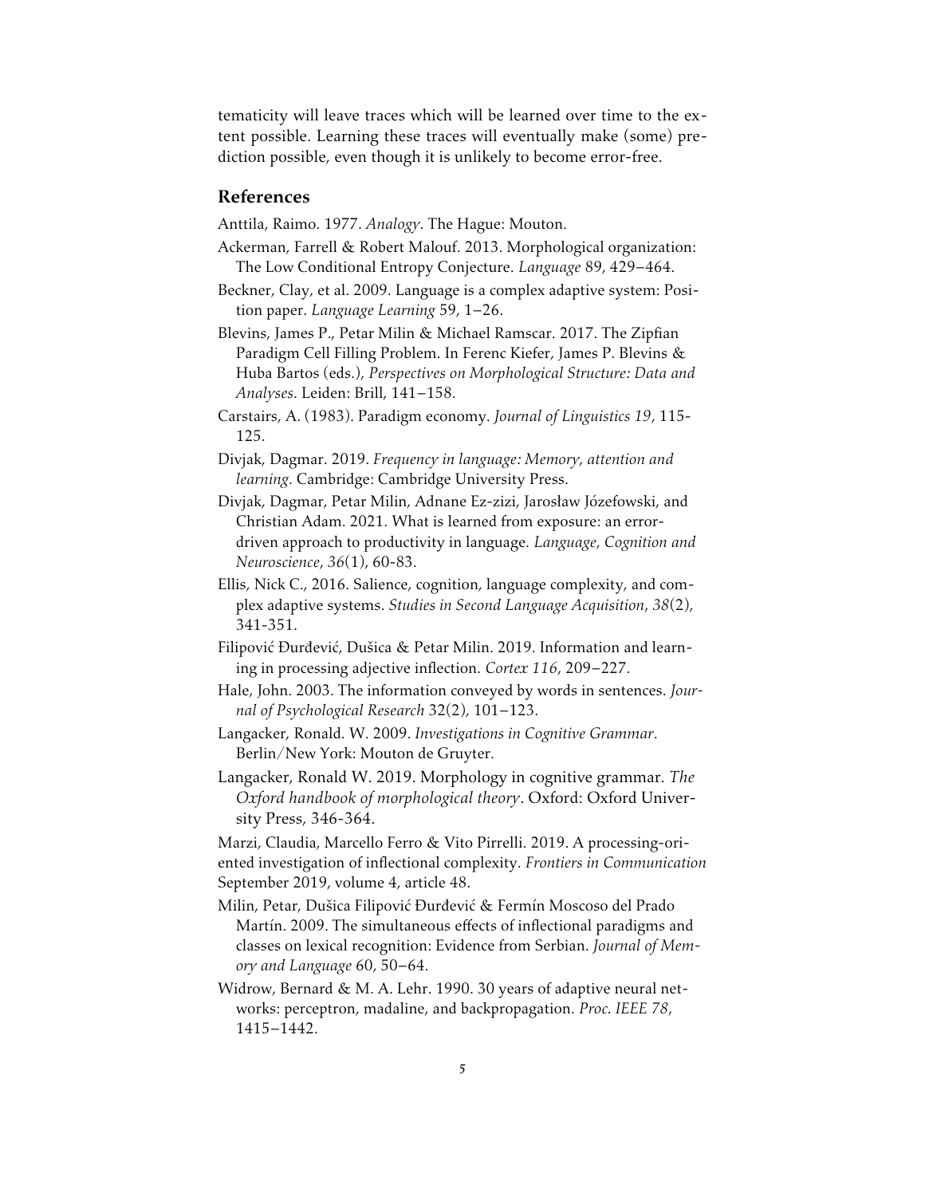tematicity will leave traces which will be learned over time to the extent possible. Learning these traces will eventually make (some) prediction possible, even though it is unlikely to become error-free.

## References

Anttila, Raimo. 1977. *Analogy*. The Hague: Mouton.

Ackerman, Farrell & Robert Malouf. 2013. Morphological organization: The Low Conditional Entropy Conjecture. *Language* 89, 429–464.

Beckner, Clay, et al. 2009. Language is a complex adaptive system: Position paper. *Language Learning* 59, 1–26.

Blevins, James P., Petar Milin & Michael Ramscar. 2017. The Zipfian Paradigm Cell Filling Problem. In Ferenc Kiefer, James P. Blevins & Huba Bartos (eds.), *Perspectives on Morphological Structure: Data and Analyses*. Leiden: Brill, 141–158.

Carstairs, A. (1983). Paradigm economy. *Journal of Linguistics 19*, 115-125.

Divjak, Dagmar. 2019. *Frequency in language: Memory, attention and learning*. Cambridge: Cambridge University Press.

Divjak, Dagmar, Petar Milin, Adnane Ez-zizi, Jarosław Józefowski, and Christian Adam. 2021. What is learned from exposure: an error-driven approach to productivity in language. *Language, Cognition and Neuroscience*, *36*(1), 60-83.

Ellis, Nick C., 2016. Salience, cognition, language complexity, and complex adaptive systems. *Studies in Second Language Acquisition*, *38*(2), 341-351.

Filipović Đurđević, Dušica & Petar Milin. 2019. Information and learning in processing adjective inflection. *Cortex 116*, 209–227.

Hale, John. 2003. The information conveyed by words in sentences. *Journal of Psychological Research* 32(2), 101–123.

Langacker, Ronald. W. 2009. *Investigations in Cognitive Grammar*. Berlin/New York: Mouton de Gruyter.

Langacker, Ronald W. 2019. Morphology in cognitive grammar. *The Oxford handbook of morphological theory*. Oxford: Oxford University Press, 346-364.

Marzi, Claudia, Marcello Ferro & Vito Pirrelli. 2019. A processing-oriented investigation of inflectional complexity. *Frontiers in Communication* September 2019, volume 4, article 48.

Milin, Petar, Dušica Filipović Đurđević & Fermín Moscoso del Prado Martín. 2009. The simultaneous effects of inflectional paradigms and classes on lexical recognition: Evidence from Serbian. *Journal of Memory and Language* 60, 50–64.

Widrow, Bernard & M. A. Lehr. 1990. 30 years of adaptive neural networks: perceptron, madaline, and backpropagation. *Proc. IEEE 78*, 1415–1442.